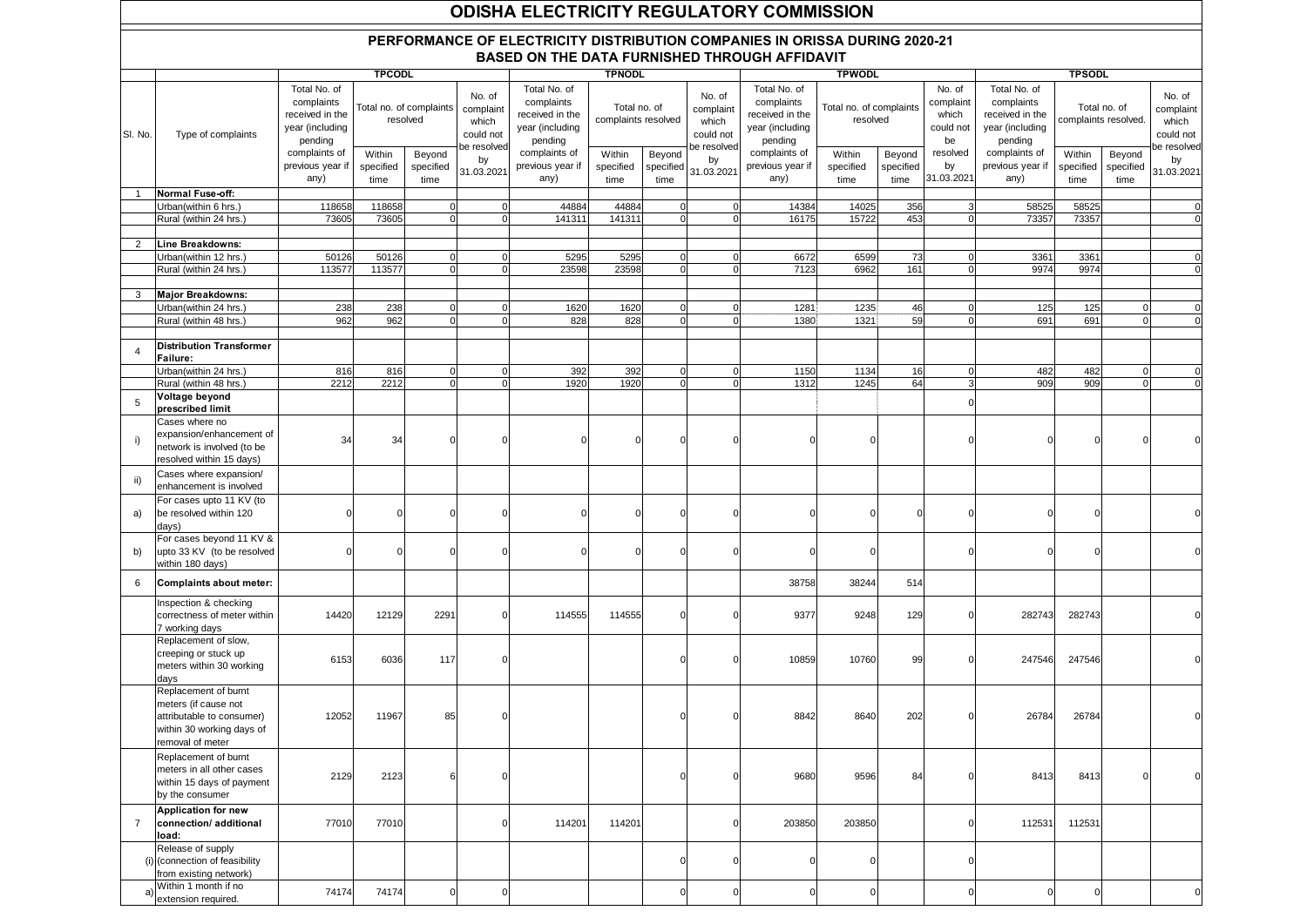# ODISHA ELECTRICITY REGULATORY COMMISSION

## PERFORMANCE OF ELECTRICITY DISTRIBUTION COMPANIES IN ORISSA DURING 2020-21 BASED ON THE DATA FURNISHED THROUGH AFFIDAVIT

| Sl. No. | Type of complaints | TPCODL | | | | TPNODL | | | | TPWODL | | | | TPSODL | | | |
|---|---|---|---|---|---|---|---|---|---|---|---|---|---|---|---|---|---|
| | | Total No. of complaints received in the year (including pending complaints of previous year if any) | Total no. of complaints resolved | | No. of complaint which could not be resolved by 31.03.2021 | Total No. of complaints received in the year (including pending complaints of previous year if any) | Total no. of complaints resolved | | No. of complaint which could not be resolved by 31.03.2021 | Total No. of complaints received in the year (including pending complaints of previous year if any) | Total no. of complaints resolved | | No. of complaint which could not be resolved by 31.03.2021 | Total No. of complaints received in the year (including pending complaints of previous year if any) | Total no. of complaints resolved. | | No. of complaint which could not be resolved by 31.03.2021 |
| | | | Within specified time | Beyond specified time | | | Within specified time | Beyond specified time | | | Within specified time | Beyond specified time | | | Within specified time | Beyond specified time | |
| 1 | **Normal Fuse-off:** | | | | | | | | | | | | | | | | |
| | Urban(within 6 hrs.) | 118658 | 118658 | 0 | 0 | 44884 | 44884 | 0 | 0 | 14384 | 14025 | 356 | 3 | 58525 | 58525 | | 0 |
| | Rural (within 24 hrs.) | 73605 | 73605 | 0 | 0 | 141311 | 141311 | 0 | 0 | 16175 | 15722 | 453 | 0 | 73357 | 73357 | | 0 |
| 2 | **Line Breakdowns:** | | | | | | | | | | | | | | | | |
| | Urban(within 12 hrs.) | 50126 | 50126 | 0 | 0 | 5295 | 5295 | 0 | 0 | 6672 | 6599 | 73 | 0 | 3361 | 3361 | | 0 |
| | Rural (within 24 hrs.) | 113577 | 113577 | 0 | 0 | 23598 | 23598 | 0 | 0 | 7123 | 6962 | 161 | 0 | 9974 | 9974 | | 0 |
| 3 | **Major Breakdowns:** | | | | | | | | | | | | | | | | |
| | Urban(within 24 hrs.) | 238 | 238 | 0 | 0 | 1620 | 1620 | 0 | 0 | 1281 | 1235 | 46 | 0 | 125 | 125 | 0 | 0 |
| | Rural (within 48 hrs.) | 962 | 962 | 0 | 0 | 828 | 828 | 0 | 0 | 1380 | 1321 | 59 | 0 | 691 | 691 | 0 | 0 |
| 4 | **Distribution Transformer Failure:** | | | | | | | | | | | | | | | | |
| | Urban(within 24 hrs.) | 816 | 816 | 0 | 0 | 392 | 392 | 0 | 0 | 1150 | 1134 | 16 | 0 | 482 | 482 | 0 | 0 |
| | Rural (within 48 hrs.) | 2212 | 2212 | 0 | 0 | 1920 | 1920 | 0 | 0 | 1312 | 1245 | 64 | 3 | 909 | 909 | 0 | 0 |
| 5 | **Voltage beyond prescribed limit** | | | | | | | | | | | | 0 | | | | |
| i) | Cases where no expansion/enhancement of network is involved (to be resolved within 15 days) | 34 | 34 | 0 | 0 | 0 | 0 | 0 | 0 | 0 | 0 | | 0 | 0 | 0 | 0 | 0 |
| ii) | Cases where expansion/ enhancement is involved | | | | | | | | | | | | | | | | |
| a) | For cases upto 11 KV (to be resolved within 120 days) | 0 | 0 | 0 | 0 | 0 | 0 | 0 | 0 | 0 | 0 | 0 | 0 | 0 | 0 | | 0 |
| b) | For cases beyond 11 KV & upto 33 KV (to be resolved within 180 days) | 0 | 0 | 0 | 0 | 0 | 0 | 0 | 0 | 0 | 0 | | 0 | 0 | 0 | | 0 |
| 6 | **Complaints about meter:** | | | | | | | | | 38758 | 38244 | 514 | | | | | |
| | Inspection & checking correctness of meter within 7 working days | 14420 | 12129 | 2291 | 0 | 114555 | 114555 | 0 | 0 | 9377 | 9248 | 129 | 0 | 282743 | 282743 | | 0 |
| | Replacement of slow, creeping or stuck up meters within 30 working days | 6153 | 6036 | 117 | 0 | | | 0 | 0 | 10859 | 10760 | 99 | 0 | 247546 | 247546 | | 0 |
| | Replacement of burnt meters (if cause not attributable to consumer) within 30 working days of removal of meter | 12052 | 11967 | 85 | 0 | | | 0 | 0 | 8842 | 8640 | 202 | 0 | 26784 | 26784 | | 0 |
| | Replacement of burnt meters in all other cases within 15 days of payment by the consumer | 2129 | 2123 | 6 | 0 | | | 0 | 0 | 9680 | 9596 | 84 | 0 | 8413 | 8413 | 0 | 0 |
| 7 | **Application for new connection/ additional load:** | 77010 | 77010 | | 0 | 114201 | 114201 | | 0 | 203850 | 203850 | | 0 | 112531 | 112531 | | |
| (i) | Release of supply (connection of feasibility from existing network) | | | | | | | 0 | 0 | 0 | 0 | | 0 | | | | |
| a) | Within 1 month if no extension required. | 74174 | 74174 | 0 | 0 | | | 0 | 0 | 0 | 0 | | 0 | 0 | 0 | | 0 |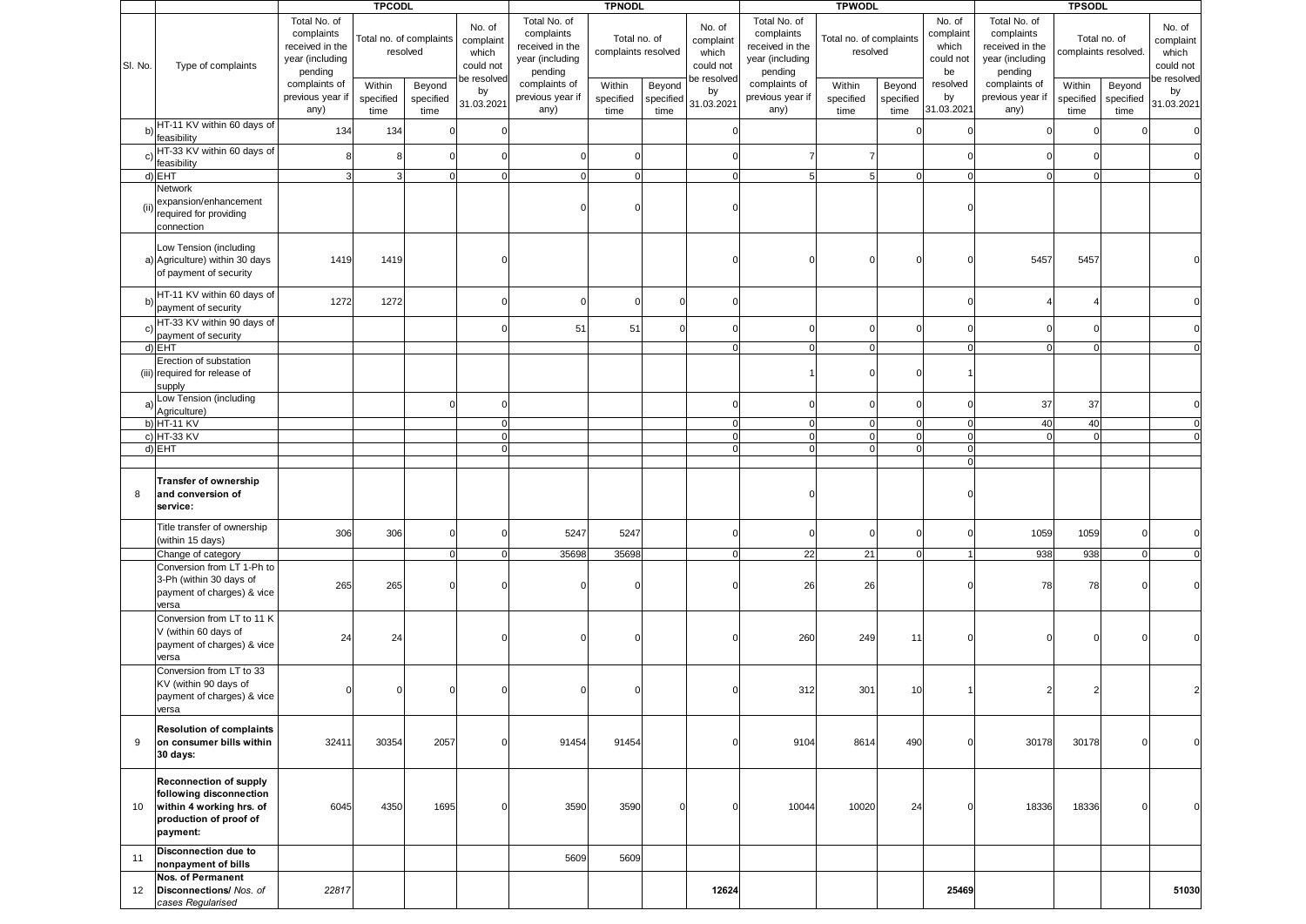| Sl. No. | Type of complaints | TPCODL | | | | TPNODL | | | | TPWODL | | | | TPSODL | | | |
|---|---|---|---|---|---|---|---|---|---|---|---|---|---|---|---|---|---|
| | | Total No. of complaints received in the year (including pending complaints of previous year if any) | Total no. of complaints resolved | | No. of complaint which could not be resolved by 31.03.2021 | Total No. of complaints received in the year (including pending complaints of previous year if any) | Total no. of complaints resolved | | No. of complaint which could not be resolved by 31.03.2021 | Total No. of complaints received in the year (including pending complaints of previous year if any) | Total no. of complaints resolved | | No. of complaint which could not be resolved by 31.03.2021 | Total No. of complaints received in the year (including pending complaints of previous year if any) | Total no. of complaints resolved. | | No. of complaint which could not be resolved by 31.03.2021 |
| | | | Within specified time | Beyond specified time | | | Within specified time | Beyond specified time | | | Within specified time | Beyond specified time | | | Within specified time | Beyond specified time | |
| b) | HT-11 KV within 60 days of feasibility | 134 | 134 | 0 | 0 | | | | 0 | | | 0 | 0 | 0 | 0 | 0 | 0 |
| c) | HT-33 KV within 60 days of feasibility | 8 | 8 | 0 | 0 | 0 | 0 | | 0 | 7 | 7 | | 0 | 0 | 0 | | 0 |
| d) | EHT | 3 | 3 | 0 | 0 | 0 | 0 | | 0 | 5 | 5 | 0 | 0 | 0 | 0 | | 0 |
| (ii) | Network expansion/enhancement required for providing connection | | | | | 0 | 0 | | 0 | | | | 0 | | | | |
| a) | Low Tension (including Agriculture) within 30 days of payment of security | 1419 | 1419 | | 0 | | | | 0 | 0 | 0 | 0 | 0 | 5457 | 5457 | | 0 |
| b) | HT-11 KV within 60 days of payment of security | 1272 | 1272 | | 0 | 0 | 0 | 0 | 0 | | | | 0 | 4 | 4 | | 0 |
| c) | HT-33 KV within 90 days of payment of security | | | | 0 | 51 | 51 | 0 | 0 | 0 | 0 | 0 | 0 | 0 | 0 | | 0 |
| d) | EHT | | | | | | | | 0 | 0 | 0 | | 0 | 0 | 0 | | 0 |
| (iii) | Erection of substation required for release of supply | | | | | | | | | 1 | 0 | 0 | 1 | | | | |
| a) | Low Tension (including Agriculture) | | | 0 | 0 | | | | 0 | 0 | 0 | 0 | 0 | 37 | 37 | | 0 |
| b) | HT-11 KV | | | | 0 | | | | 0 | 0 | 0 | 0 | 0 | 40 | 40 | | 0 |
| c) | HT-33 KV | | | | 0 | | | | 0 | 0 | 0 | 0 | 0 | 0 | 0 | | 0 |
| d) | EHT | | | | 0 | | | | 0 | 0 | 0 | 0 | 0 | | | | |
| | | | | | | | | | | | | | 0 | | | | |
| 8 | **Transfer of ownership and conversion of service:** | | | | | | | | | 0 | | | 0 | | | | |
| | Title transfer of ownership (within 15 days) | 306 | 306 | 0 | 0 | 5247 | 5247 | | 0 | 0 | 0 | 0 | 0 | 1059 | 1059 | 0 | 0 |
| | Change of category | | | 0 | 0 | 35698 | 35698 | | 0 | 22 | 21 | 0 | 1 | 938 | 938 | 0 | 0 |
| | Conversion from LT 1-Ph to 3-Ph (within 30 days of payment of charges) & vice versa | 265 | 265 | 0 | 0 | 0 | 0 | | 0 | 26 | 26 | | 0 | 78 | 78 | 0 | 0 |
| | Conversion from LT to 11 K V (within 60 days of payment of charges) & vice versa | 24 | 24 | | 0 | 0 | 0 | | 0 | 260 | 249 | 11 | 0 | 0 | 0 | 0 | 0 |
| | Conversion from LT to 33 KV (within 90 days of payment of charges) & vice versa | 0 | 0 | 0 | 0 | 0 | 0 | | 0 | 312 | 301 | 10 | 1 | 2 | 2 | | 2 |
| 9 | **Resolution of complaints on consumer bills within 30 days:** | 32411 | 30354 | 2057 | 0 | 91454 | 91454 | | 0 | 9104 | 8614 | 490 | 0 | 30178 | 30178 | 0 | 0 |
| 10 | **Reconnection of supply following disconnection within 4 working hrs. of production of proof of payment:** | 6045 | 4350 | 1695 | 0 | 3590 | 3590 | 0 | 0 | 10044 | 10020 | 24 | 0 | 18336 | 18336 | 0 | 0 |
| 11 | **Disconnection due to nonpayment of bills** | | | | | 5609 | 5609 | | | | | | | | | | |
| 12 | **Nos. of Permanent Disconnections/** *Nos. of cases Regularised* | *22817* | | | | | | | **12624** | | | | **25469** | | | | **51030** |